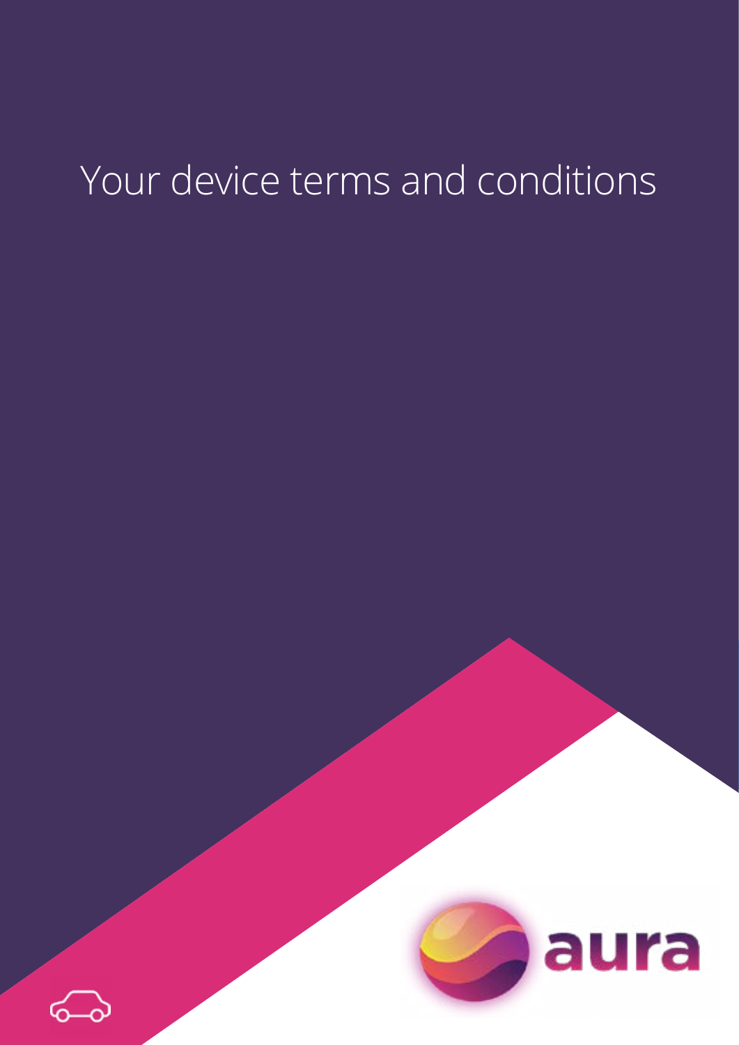# Your device terms and conditions

aura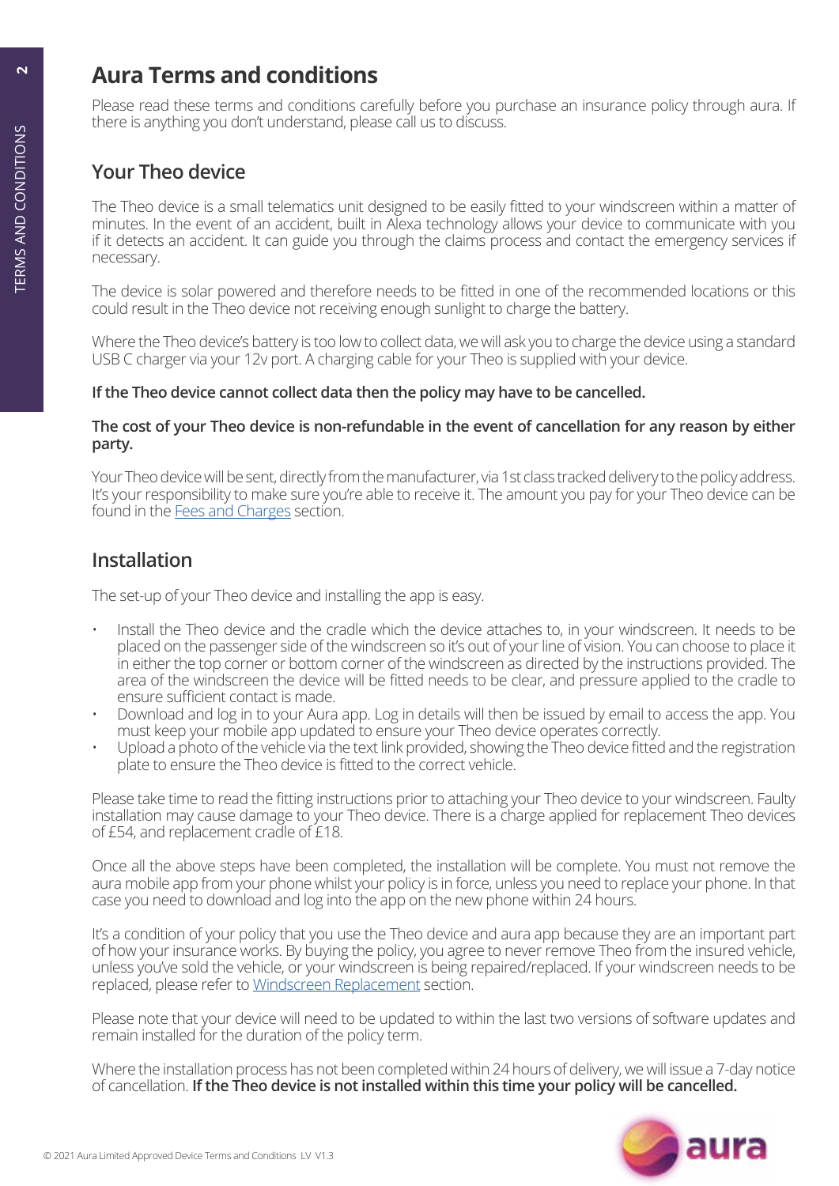# Aura Terms and conditions

Please read these terms and conditions carefully before you purchase an insurance policy through aura. If there is anything you don't understand, please call us to discuss.

## Your Theo device

The Theo device is a small telematics unit designed to be easily fitted to your windscreen within a matter of minutes. In the event of an accident, built in Alexa technology allows your device to communicate with you if it detects an accident. It can guide you through the claims process and contact the emergency services if necessary.

The device is solar powered and therefore needs to be fitted in one of the recommended locations or this could result in the Theo device not receiving enough sunlight to charge the battery.

Where the Theo device's battery is too low to collect data, we will ask you to charge the device using a standard USB C charger via your 12v port. A charging cable for your Theo is supplied with your device.

**If the Theo device cannot collect data then the policy may have to be cancelled.**

**The cost of your Theo device is non-refundable in the event of cancellation for any reason by either party.**

Your Theo device will be sent, directly from the manufacturer, via 1st class tracked delivery to the policy address. It's your responsibility to make sure you're able to receive it. The amount you pay for your Theo device can be found in the Fees and Charges section.

## Installation

The set-up of your Theo device and installing the app is easy.

- Install the Theo device and the cradle which the device attaches to, in your windscreen. It needs to be placed on the passenger side of the windscreen so it's out of your line of vision. You can choose to place it in either the top corner or bottom corner of the windscreen as directed by the instructions provided. The area of the windscreen the device will be fitted needs to be clear, and pressure applied to the cradle to ensure sufficient contact is made.
- Download and log in to your Aura app. Log in details will then be issued by email to access the app. You must keep your mobile app updated to ensure your Theo device operates correctly.
- Upload a photo of the vehicle via the text link provided, showing the Theo device fitted and the registration plate to ensure the Theo device is fitted to the correct vehicle.

Please take time to read the fitting instructions prior to attaching your Theo device to your windscreen. Faulty installation may cause damage to your Theo device. There is a charge applied for replacement Theo devices of £54, and replacement cradle of £18.

Once all the above steps have been completed, the installation will be complete. You must not remove the aura mobile app from your phone whilst your policy is in force, unless you need to replace your phone. In that case you need to download and log into the app on the new phone within 24 hours.

It's a condition of your policy that you use the Theo device and aura app because they are an important part of how your insurance works. By buying the policy, you agree to never remove Theo from the insured vehicle, unless you've sold the vehicle, or your windscreen is being repaired/replaced. If your windscreen needs to be replaced, please refer to Windscreen Replacement section.

Please note that your device will need to be updated to within the last two versions of software updates and remain installed for the duration of the policy term.

Where the installation process has not been completed within 24 hours of delivery, we will issue a 7-day notice of cancellation. **If the Theo device is not installed within this time your policy will be cancelled.**

© 2021 Aura Limited Approved Device Terms and Conditions LV V1.3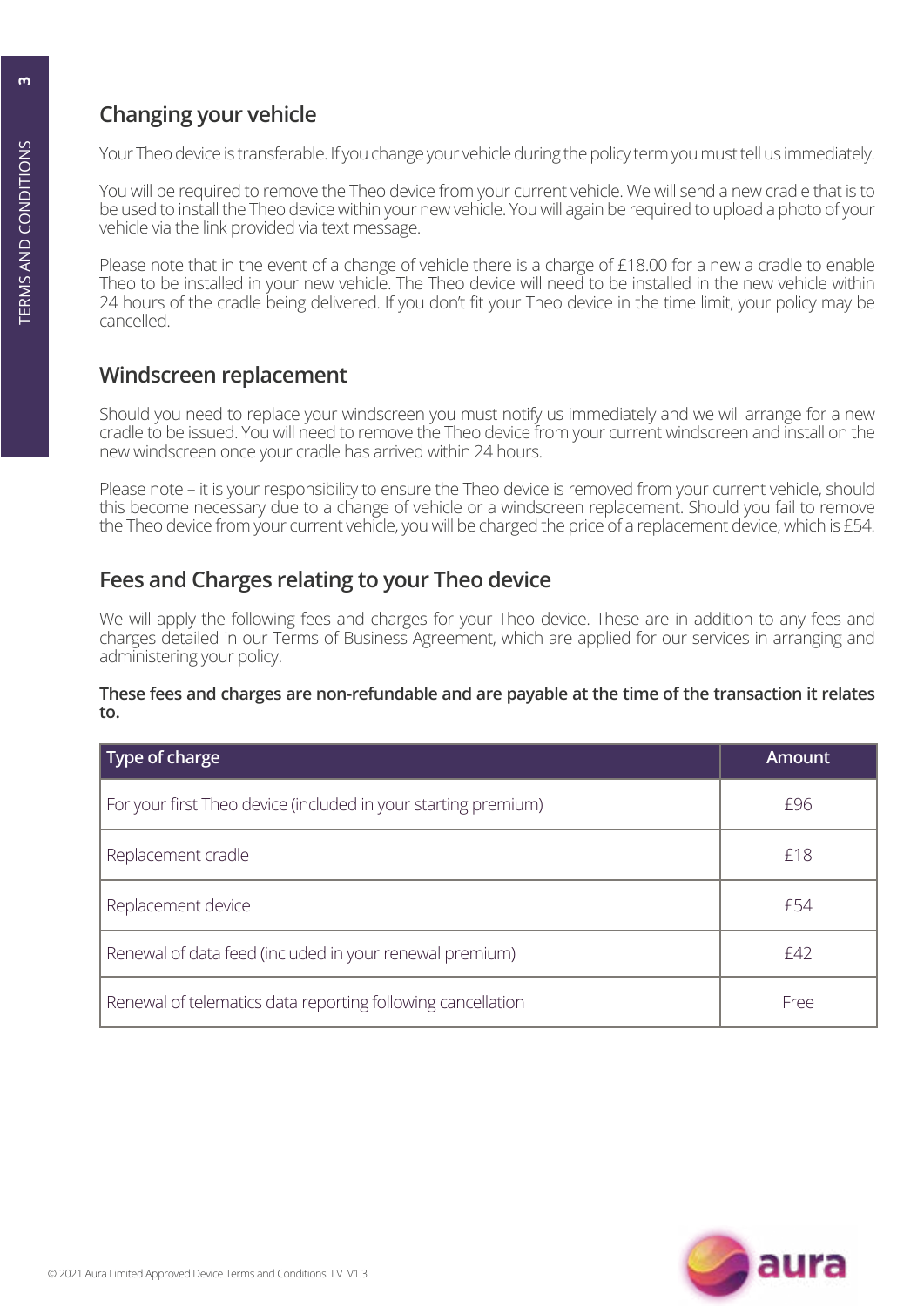## Changing your vehicle

Your Theo device is transferable. If you change your vehicle during the policy term you must tell us immediately.

You will be required to remove the Theo device from your current vehicle. We will send a new cradle that is to be used to install the Theo device within your new vehicle. You will again be required to upload a photo of your vehicle via the link provided via text message.

Please note that in the event of a change of vehicle there is a charge of £18.00 for a new a cradle to enable Theo to be installed in your new vehicle. The Theo device will need to be installed in the new vehicle within 24 hours of the cradle being delivered. If you don't fit your Theo device in the time limit, your policy may be cancelled.

## Windscreen replacement

Should you need to replace your windscreen you must notify us immediately and we will arrange for a new cradle to be issued. You will need to remove the Theo device from your current windscreen and install on the new windscreen once your cradle has arrived within 24 hours.

Please note – it is your responsibility to ensure the Theo device is removed from your current vehicle, should this become necessary due to a change of vehicle or a windscreen replacement. Should you fail to remove the Theo device from your current vehicle, you will be charged the price of a replacement device, which is £54.

## Fees and Charges relating to your Theo device

We will apply the following fees and charges for your Theo device. These are in addition to any fees and charges detailed in our Terms of Business Agreement, which are applied for our services in arranging and administering your policy.

**These fees and charges are non-refundable and are payable at the time of the transaction it relates to.**

| Type of charge | Amount |
|---|---|
| For your first Theo device (included in your starting premium) | £96 |
| Replacement cradle | £18 |
| Replacement device | £54 |
| Renewal of data feed (included in your renewal premium) | £42 |
| Renewal of telematics data reporting following cancellation | Free |

© 2021 Aura Limited Approved Device Terms and Conditions LV V1.3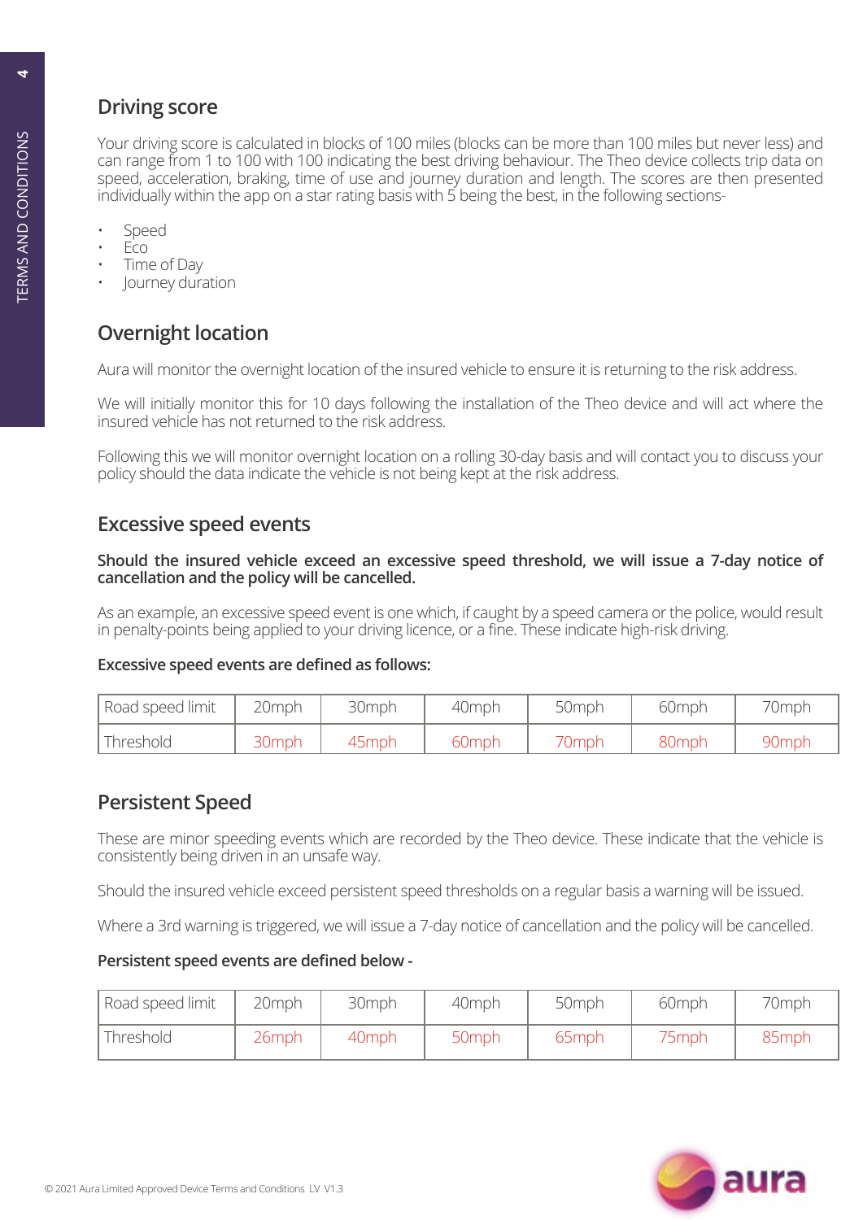## Driving score

Your driving score is calculated in blocks of 100 miles (blocks can be more than 100 miles but never less) and can range from 1 to 100 with 100 indicating the best driving behaviour. The Theo device collects trip data on speed, acceleration, braking, time of use and journey duration and length. The scores are then presented individually within the app on a star rating basis with 5 being the best, in the following sections-

- Speed
- Eco
- Time of Day
- Journey duration

## Overnight location

Aura will monitor the overnight location of the insured vehicle to ensure it is returning to the risk address.

We will initially monitor this for 10 days following the installation of the Theo device and will act where the insured vehicle has not returned to the risk address.

Following this we will monitor overnight location on a rolling 30-day basis and will contact you to discuss your policy should the data indicate the vehicle is not being kept at the risk address.

## Excessive speed events

**Should the insured vehicle exceed an excessive speed threshold, we will issue a 7-day notice of cancellation and the policy will be cancelled.**

As an example, an excessive speed event is one which, if caught by a speed camera or the police, would result in penalty-points being applied to your driving licence, or a fine. These indicate high-risk driving.

**Excessive speed events are defined as follows:**

| Road speed limit | 20mph | 30mph | 40mph | 50mph | 60mph | 70mph |
|---|---|---|---|---|---|---|
| Threshold | 30mph | 45mph | 60mph | 70mph | 80mph | 90mph |

## Persistent Speed

These are minor speeding events which are recorded by the Theo device. These indicate that the vehicle is consistently being driven in an unsafe way.

Should the insured vehicle exceed persistent speed thresholds on a regular basis a warning will be issued.

Where a 3rd warning is triggered, we will issue a 7-day notice of cancellation and the policy will be cancelled.

**Persistent speed events are defined below -**

| Road speed limit | 20mph | 30mph | 40mph | 50mph | 60mph | 70mph |
|---|---|---|---|---|---|---|
| Threshold | 26mph | 40mph | 50mph | 65mph | 75mph | 85mph |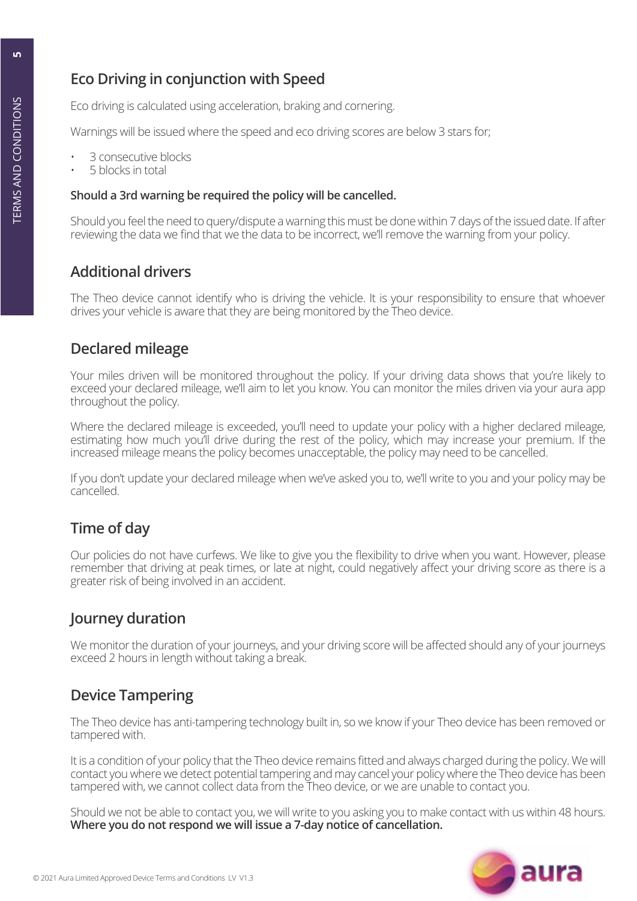## Eco Driving in conjunction with Speed

Eco driving is calculated using acceleration, braking and cornering.

Warnings will be issued where the speed and eco driving scores are below 3 stars for;

- 3 consecutive blocks
- 5 blocks in total

**Should a 3rd warning be required the policy will be cancelled.**

Should you feel the need to query/dispute a warning this must be done within 7 days of the issued date. If after reviewing the data we find that we the data to be incorrect, we'll remove the warning from your policy.

## Additional drivers

The Theo device cannot identify who is driving the vehicle. It is your responsibility to ensure that whoever drives your vehicle is aware that they are being monitored by the Theo device.

## Declared mileage

Your miles driven will be monitored throughout the policy. If your driving data shows that you're likely to exceed your declared mileage, we'll aim to let you know. You can monitor the miles driven via your aura app throughout the policy.

Where the declared mileage is exceeded, you'll need to update your policy with a higher declared mileage, estimating how much you'll drive during the rest of the policy, which may increase your premium. If the increased mileage means the policy becomes unacceptable, the policy may need to be cancelled.

If you don't update your declared mileage when we've asked you to, we'll write to you and your policy may be cancelled.

## Time of day

Our policies do not have curfews. We like to give you the flexibility to drive when you want. However, please remember that driving at peak times, or late at night, could negatively affect your driving score as there is a greater risk of being involved in an accident.

## Journey duration

We monitor the duration of your journeys, and your driving score will be affected should any of your journeys exceed 2 hours in length without taking a break.

## Device Tampering

The Theo device has anti-tampering technology built in, so we know if your Theo device has been removed or tampered with.

It is a condition of your policy that the Theo device remains fitted and always charged during the policy. We will contact you where we detect potential tampering and may cancel your policy where the Theo device has been tampered with, we cannot collect data from the Theo device, or we are unable to contact you.

Should we not be able to contact you, we will write to you asking you to make contact with us within 48 hours. **Where you do not respond we will issue a 7-day notice of cancellation.**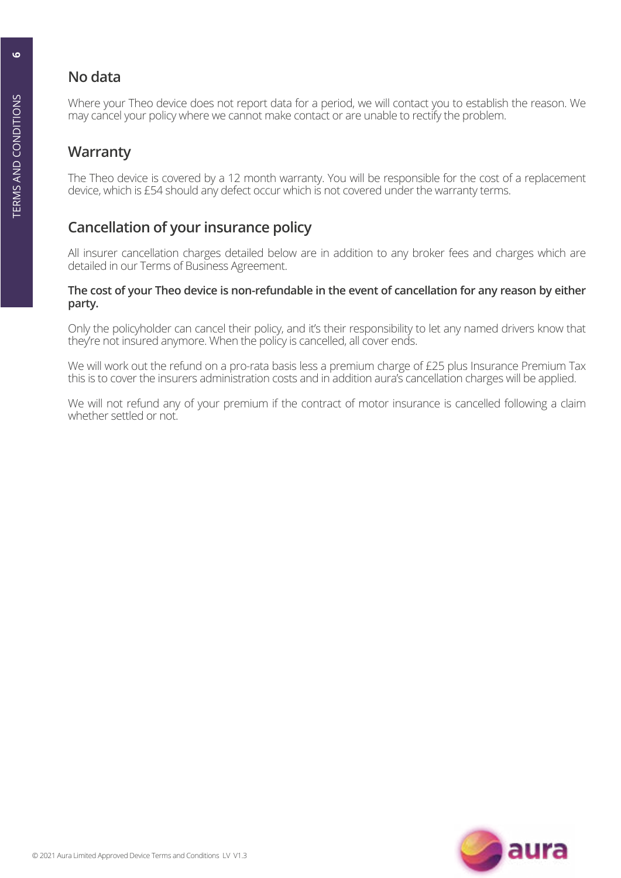## No data

Where your Theo device does not report data for a period, we will contact you to establish the reason. We may cancel your policy where we cannot make contact or are unable to rectify the problem.

## Warranty

The Theo device is covered by a 12 month warranty. You will be responsible for the cost of a replacement device, which is £54 should any defect occur which is not covered under the warranty terms.

## Cancellation of your insurance policy

All insurer cancellation charges detailed below are in addition to any broker fees and charges which are detailed in our Terms of Business Agreement.

**The cost of your Theo device is non-refundable in the event of cancellation for any reason by either party.**

Only the policyholder can cancel their policy, and it's their responsibility to let any named drivers know that they're not insured anymore. When the policy is cancelled, all cover ends.

We will work out the refund on a pro-rata basis less a premium charge of £25 plus Insurance Premium Tax this is to cover the insurers administration costs and in addition aura's cancellation charges will be applied.

We will not refund any of your premium if the contract of motor insurance is cancelled following a claim whether settled or not.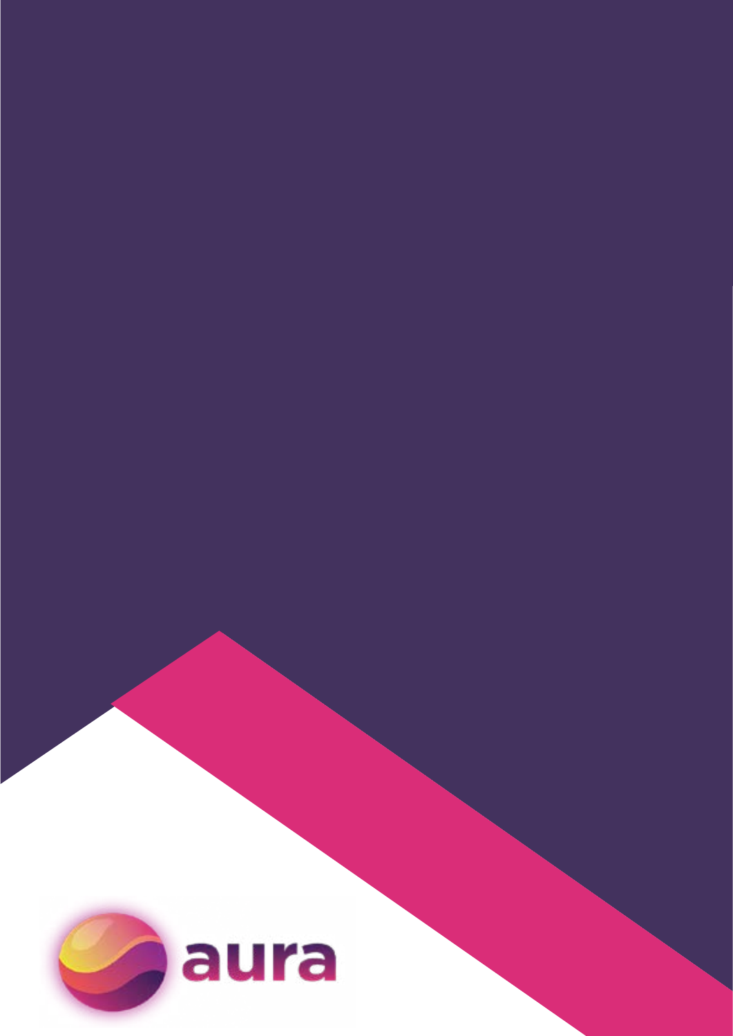aura